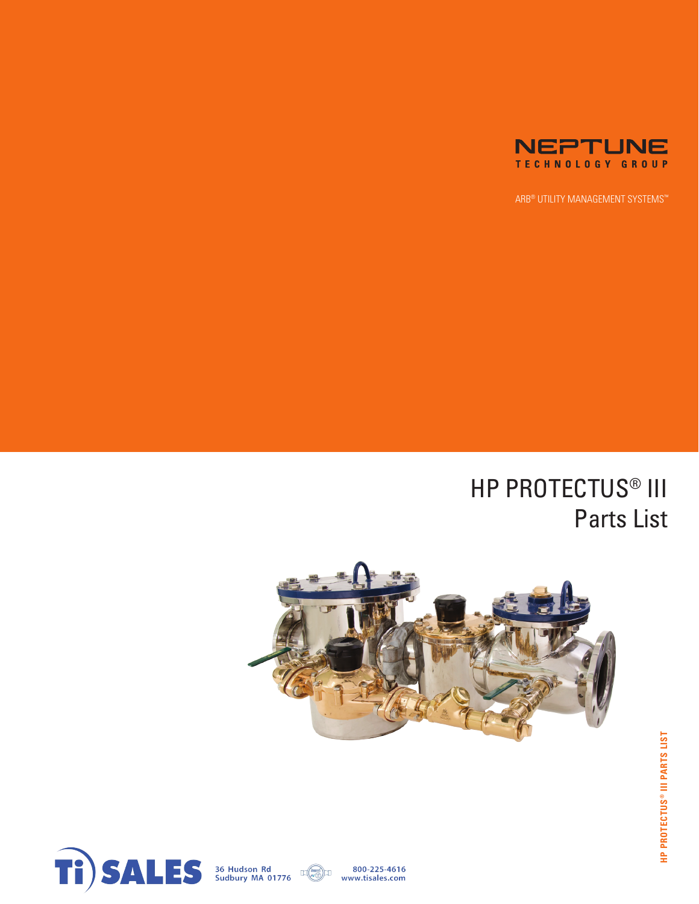NEPTUNE
TECHNOLOGY GROUP

ARB® UTILITY MANAGEMENT SYSTEMS™

# HP PROTECTUS® III
## Parts List

Ti SALES
36 Hudson Rd
Sudbury MA 01776

800-225-4616
www.tisales.com

HP PROTECTUS® III PARTS LIST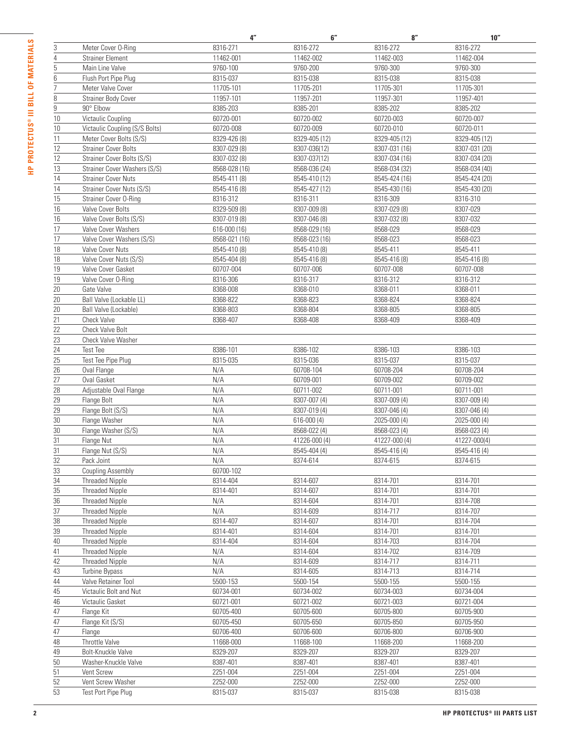| | | 4″ | 6″ | 8″ | 10″ |
|---|---|---|---|---|---|
| 3 | Meter Cover O-Ring | 8316-271 | 8316-272 | 8316-272 | 8316-272 |
| 4 | Strainer Element | 11462-001 | 11462-002 | 11462-003 | 11462-004 |
| 5 | Main Line Valve | 9760-100 | 9760-200 | 9760-300 | 9760-300 |
| 6 | Flush Port Pipe Plug | 8315-037 | 8315-038 | 8315-038 | 8315-038 |
| 7 | Meter Valve Cover | 11705-101 | 11705-201 | 11705-301 | 11705-301 |
| 8 | Strainer Body Cover | 11957-101 | 11957-201 | 11957-301 | 11957-401 |
| 9 | 90° Elbow | 8385-203 | 8385-201 | 8385-202 | 8385-202 |
| 10 | Victaulic Coupling | 60720-001 | 60720-002 | 60720-003 | 60720-007 |
| 10 | Victaulic Coupling (S/S Bolts) | 60720-008 | 60720-009 | 60720-010 | 60720-011 |
| 11 | Meter Cover Bolts (S/S) | 8329-426 (8) | 8329-405 (12) | 8329-405 (12) | 8329-405 (12) |
| 12 | Strainer Cover Bolts | 8307-029 (8) | 8307-036(12) | 8307-031 (16) | 8307-031 (20) |
| 12 | Strainer Cover Bolts (S/S) | 8307-032 (8) | 8307-037(12) | 8307-034 (16) | 8307-034 (20) |
| 13 | Strainer Cover Washers (S/S) | 8568-028 (16) | 8568-036 (24) | 8568-034 (32) | 8568-034 (40) |
| 14 | Strainer Cover Nuts | 8545-411 (8) | 8545-410 (12) | 8545-424 (16) | 8545-424 (20) |
| 14 | Strainer Cover Nuts (S/S) | 8545-416 (8) | 8545-427 (12) | 8545-430 (16) | 8545-430 (20) |
| 15 | Strainer Cover O-Ring | 8316-312 | 8316-311 | 8316-309 | 8316-310 |
| 16 | Valve Cover Bolts | 8329-509 (8) | 8307-009 (8) | 8307-029 (8) | 8307-029 |
| 16 | Valve Cover Bolts (S/S) | 8307-019 (8) | 8307-046 (8) | 8307-032 (8) | 8307-032 |
| 17 | Valve Cover Washers | 616-000 (16) | 8568-029 (16) | 8568-029 | 8568-029 |
| 17 | Valve Cover Washers (S/S) | 8568-021 (16) | 8568-023 (16) | 8568-023 | 8568-023 |
| 18 | Valve Cover Nuts | 8545-410 (8) | 8545-410 (8) | 8545-411 | 8545-411 |
| 18 | Valve Cover Nuts (S/S) | 8545-404 (8) | 8545-416 (8) | 8545-416 (8) | 8545-416 (8) |
| 19 | Valve Cover Gasket | 60707-004 | 60707-006 | 60707-008 | 60707-008 |
| 19 | Valve Cover O-Ring | 8316-306 | 8316-317 | 8316-312 | 8316-312 |
| 20 | Gate Valve | 8368-008 | 8368-010 | 8368-011 | 8368-011 |
| 20 | Ball Valve (Lockable LL) | 8368-822 | 8368-823 | 8368-824 | 8368-824 |
| 20 | Ball Valve (Lockable) | 8368-803 | 8368-804 | 8368-805 | 8368-805 |
| 21 | Check Valve | 8368-407 | 8368-408 | 8368-409 | 8368-409 |
| 22 | Check Valve Bolt | | | | |
| 23 | Check Valve Washer | | | | |
| 24 | Test Tee | 8386-101 | 8386-102 | 8386-103 | 8386-103 |
| 25 | Test Tee Pipe Plug | 8315-035 | 8315-036 | 8315-037 | 8315-037 |
| 26 | Oval Flange | N/A | 60708-104 | 60708-204 | 60708-204 |
| 27 | Oval Gasket | N/A | 60709-001 | 60709-002 | 60709-002 |
| 28 | Adjustable Oval Flange | N/A | 60711-002 | 60711-001 | 60711-001 |
| 29 | Flange Bolt | N/A | 8307-007 (4) | 8307-009 (4) | 8307-009 (4) |
| 29 | Flange Bolt (S/S) | N/A | 8307-019 (4) | 8307-046 (4) | 8307-046 (4) |
| 30 | Flange Washer | N/A | 616-000 (4) | 2025-000 (4) | 2025-000 (4) |
| 30 | Flange Washer (S/S) | N/A | 8568-022 (4) | 8568-023 (4) | 8568-023 (4) |
| 31 | Flange Nut | N/A | 41226-000 (4) | 41227-000 (4) | 41227-000(4) |
| 31 | Flange Nut (S/S) | N/A | 8545-404 (4) | 8545-416 (4) | 8545-416 (4) |
| 32 | Pack Joint | N/A | 8374-614 | 8374-615 | 8374-615 |
| 33 | Coupling Assembly | 60700-102 | | | |
| 34 | Threaded Nipple | 8314-404 | 8314-607 | 8314-701 | 8314-701 |
| 35 | Threaded Nipple | 8314-401 | 8314-607 | 8314-701 | 8314-701 |
| 36 | Threaded Nipple | N/A | 8314-604 | 8314-701 | 8314-708 |
| 37 | Threaded Nipple | N/A | 8314-609 | 8314-717 | 8314-707 |
| 38 | Threaded Nipple | 8314-407 | 8314-607 | 8314-701 | 8314-704 |
| 39 | Threaded Nipple | 8314-401 | 8314-604 | 8314-701 | 8314-701 |
| 40 | Threaded Nipple | 8314-404 | 8314-604 | 8314-703 | 8314-704 |
| 41 | Threaded Nipple | N/A | 8314-604 | 8314-702 | 8314-709 |
| 42 | Threaded Nipple | N/A | 8314-609 | 8314-717 | 8314-711 |
| 43 | Turbine Bypass | N/A | 8314-605 | 8314-713 | 8314-714 |
| 44 | Valve Retainer Tool | 5500-153 | 5500-154 | 5500-155 | 5500-155 |
| 45 | Victaulic Bolt and Nut | 60734-001 | 60734-002 | 60734-003 | 60734-004 |
| 46 | Victaulic Gasket | 60721-001 | 60721-002 | 60721-003 | 60721-004 |
| 47 | Flange Kit | 60705-400 | 60705-600 | 60705-800 | 60705-900 |
| 47 | Flange Kit (S/S) | 60705-450 | 60705-650 | 60705-850 | 60705-950 |
| 47 | Flange | 60706-400 | 60706-600 | 60706-800 | 60706-900 |
| 48 | Throttle Valve | 11668-000 | 11668-100 | 11668-200 | 11668-200 |
| 49 | Bolt-Knuckle Valve | 8329-207 | 8329-207 | 8329-207 | 8329-207 |
| 50 | Washer-Knuckle Valve | 8387-401 | 8387-401 | 8387-401 | 8387-401 |
| 51 | Vent Screw | 2251-004 | 2251-004 | 2251-004 | 2251-004 |
| 52 | Vent Screw Washer | 2252-000 | 2252-000 | 2252-000 | 2252-000 |
| 53 | Test Port Pipe Plug | 8315-037 | 8315-037 | 8315-038 | 8315-038 |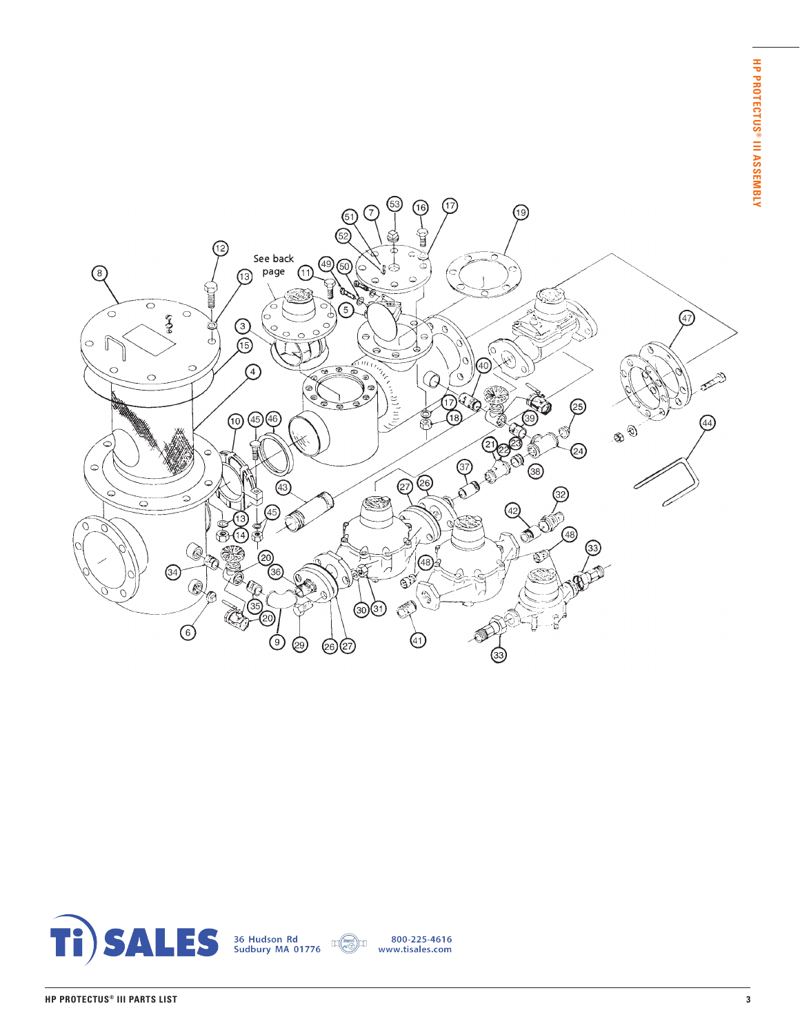See back page

Ti SALES

36 Hudson Rd
Sudbury MA 01776

800-225-4616
www.tisales.com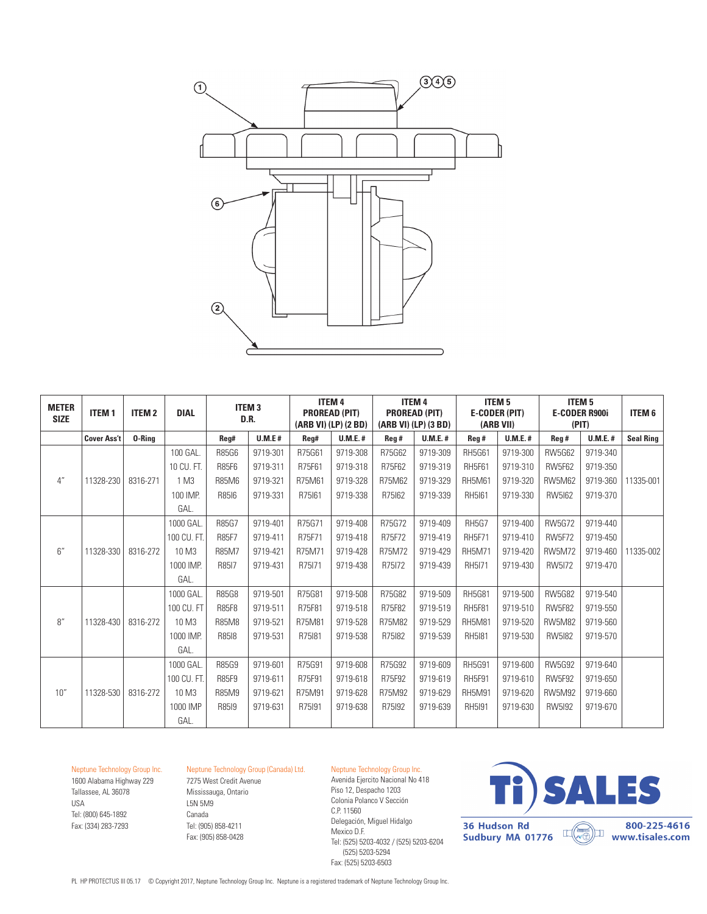1

3 4 5

6

2

| METER SIZE | ITEM 1 | ITEM 2 | DIAL | ITEM 3 D.R. | | ITEM 4 PROREAD (PIT) (ARB VI) (LP) (2 BD) | | ITEM 4 PROREAD (PIT) (ARB VI) (LP) (3 BD) | | ITEM 5 E-CODER (PIT) (ARB VII) | | ITEM 5 E-CODER R900i (PIT) | | ITEM 6 |
|---|---|---|---|---|---|---|---|---|---|---|---|---|---|---|
| | Cover Ass't | O-Ring | | Reg# | U.M.E # | Reg# | U.M.E. # | Reg # | U.M.E. # | Reg # | U.M.E. # | Reg # | U.M.E. # | Seal Ring |
| 4" | 11328-230 | 8316-271 | 100 GAL. | R85G6 | 9719-301 | R75G61 | 9719-308 | R75G62 | 9719-309 | RH5G61 | 9719-300 | RW5G62 | 9719-340 | 11335-001 |
| | | | 10 CU. FT. | R85F6 | 9719-311 | R75F61 | 9719-318 | R75F62 | 9719-319 | RH5F61 | 9719-310 | RW5F62 | 9719-350 | |
| | | | 1 M3 | R85M6 | 9719-321 | R75M61 | 9719-328 | R75M62 | 9719-329 | RH5M61 | 9719-320 | RW5M62 | 9719-360 | |
| | | | 100 IMP. GAL. | R85I6 | 9719-331 | R75I61 | 9719-338 | R75I62 | 9719-339 | RH5I61 | 9719-330 | RW5I62 | 9719-370 | |
| 6" | 11328-330 | 8316-272 | 1000 GAL. | R85G7 | 9719-401 | R75G71 | 9719-408 | R75G72 | 9719-409 | RH5G7 | 9719-400 | RW5G72 | 9719-440 | 11335-002 |
| | | | 100 CU. FT. | R85F7 | 9719-411 | R75F71 | 9719-418 | R75F72 | 9719-419 | RH5F71 | 9719-410 | RW5F72 | 9719-450 | |
| | | | 10 M3 | R85M7 | 9719-421 | R75M71 | 9719-428 | R75M72 | 9719-429 | RH5M71 | 9719-420 | RW5M72 | 9719-460 | |
| | | | 1000 IMP. GAL. | R85I7 | 9719-431 | R75I71 | 9719-438 | R75I72 | 9719-439 | RH5I71 | 9719-430 | RW5I72 | 9719-470 | |
| 8" | 11328-430 | 8316-272 | 1000 GAL. | R85G8 | 9719-501 | R75G81 | 9719-508 | R75G82 | 9719-509 | RH5G81 | 9719-500 | RW5G82 | 9719-540 | |
| | | | 100 CU. FT | R85F8 | 9719-511 | R75F81 | 9719-518 | R75F82 | 9719-519 | RH5F81 | 9719-510 | RW5F82 | 9719-550 | |
| | | | 10 M3 | R85M8 | 9719-521 | R75M81 | 9719-528 | R75M82 | 9719-529 | RH5M81 | 9719-520 | RW5M82 | 9719-560 | |
| | | | 1000 IMP. GAL. | R85I8 | 9719-531 | R75I81 | 9719-538 | R75I82 | 9719-539 | RH5I81 | 9719-530 | RW5I82 | 9719-570 | |
| 10" | 11328-530 | 8316-272 | 1000 GAL. | R85G9 | 9719-601 | R75G91 | 9719-608 | R75G92 | 9719-609 | RH5G91 | 9719-600 | RW5G92 | 9719-640 | |
| | | | 100 CU. FT. | R85F9 | 9719-611 | R75F91 | 9719-618 | R75F92 | 9719-619 | RH5F91 | 9719-610 | RW5F92 | 9719-650 | |
| | | | 10 M3 | R85M9 | 9719-621 | R75M91 | 9719-628 | R75M92 | 9719-629 | RH5M91 | 9719-620 | RW5M92 | 9719-660 | |
| | | | 1000 IMP GAL. | R85I9 | 9719-631 | R75I91 | 9719-638 | R75I92 | 9719-639 | RH5I91 | 9719-630 | RW5I92 | 9719-670 | |

Neptune Technology Group Inc.
1600 Alabama Highway 229
Tallassee, AL 36078
USA
Tel: (800) 645-1892
Fax: (334) 283-7293

Neptune Technology Group (Canada) Ltd.
7275 West Credit Avenue
Mississauga, Ontario
L5N 5M9
Canada
Tel: (905) 858-4211
Fax: (905) 858-0428

Neptune Technology Group Inc.
Avenida Ejercito Nacional No 418
Piso 12, Despacho 1203
Colonia Polanco V Sección
C.P. 11560
Delegación, Miguel Hidalgo
Mexico D.F.
Tel: (525) 5203-4032 / (525) 5203-6204
(525) 5203-5294
Fax: (525) 5203-6503

Ti SALES
36 Hudson Rd
Sudbury MA 01776
800-225-4616
www.tisales.com

PL HP PROTECTUS III 05.17 © Copyright 2017, Neptune Technology Group Inc. Neptune is a registered trademark of Neptune Technology Group Inc.